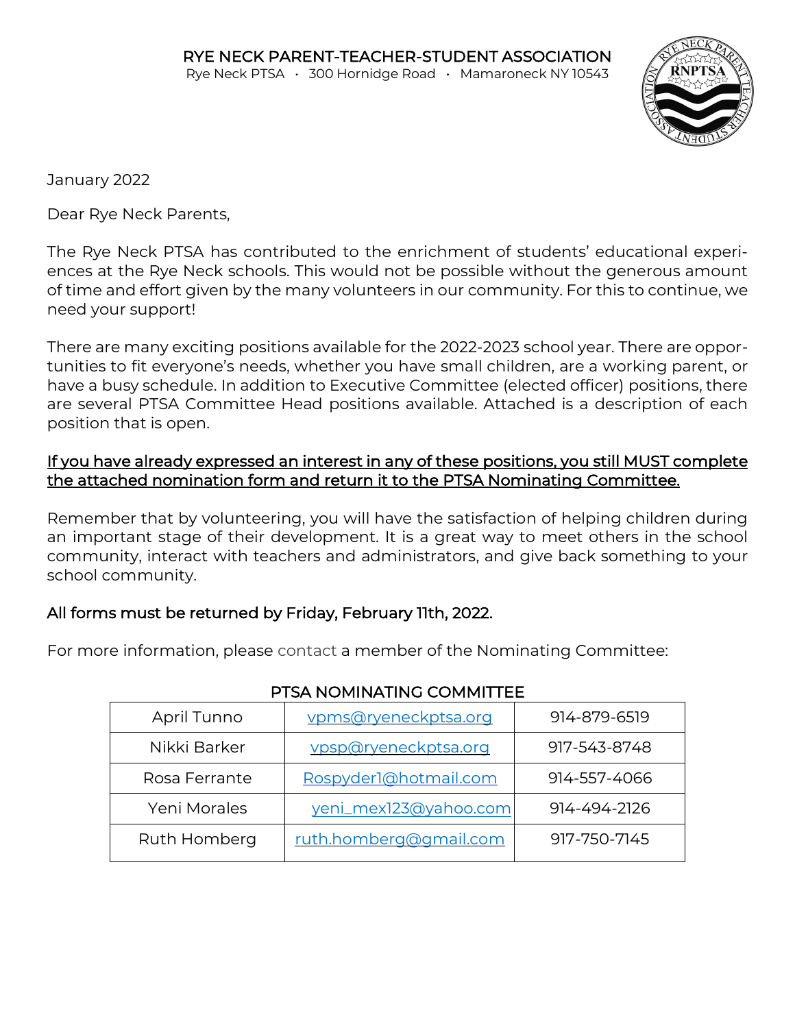# RYE NECK PARENT-TEACHER-STUDENT ASSOCIATION

Rye Neck PTSA · 300 Hornidge Road · Mamaroneck NY 10543

January 2022

Dear Rye Neck Parents,

The Rye Neck PTSA has contributed to the enrichment of students' educational experiences at the Rye Neck schools. This would not be possible without the generous amount of time and effort given by the many volunteers in our community. For this to continue, we need your support!

There are many exciting positions available for the 2022-2023 school year. There are opportunities to fit everyone's needs, whether you have small children, are a working parent, or have a busy schedule. In addition to Executive Committee (elected officer) positions, there are several PTSA Committee Head positions available. Attached is a description of each position that is open.

<u>If you have already expressed an interest in any of these positions, you still MUST complete the attached nomination form and return it to the PTSA Nominating Committee.</u>

Remember that by volunteering, you will have the satisfaction of helping children during an important stage of their development. It is a great way to meet others in the school community, interact with teachers and administrators, and give back something to your school community.

**All forms must be returned by Friday, February 11th, 2022.**

For more information, please contact a member of the Nominating Committee:

PTSA NOMINATING COMMITTEE

| Name | Email | Phone |
|---|---|---|
| April Tunno | vpms@ryeneckptsa.org | 914-879-6519 |
| Nikki Barker | vpsp@ryeneckptsa.org | 917-543-8748 |
| Rosa Ferrante | Rospyder1@hotmail.com | 914-557-4066 |
| Yeni Morales | yeni_mex123@yahoo.com | 914-494-2126 |
| Ruth Homberg | ruth.homberg@gmail.com | 917-750-7145 |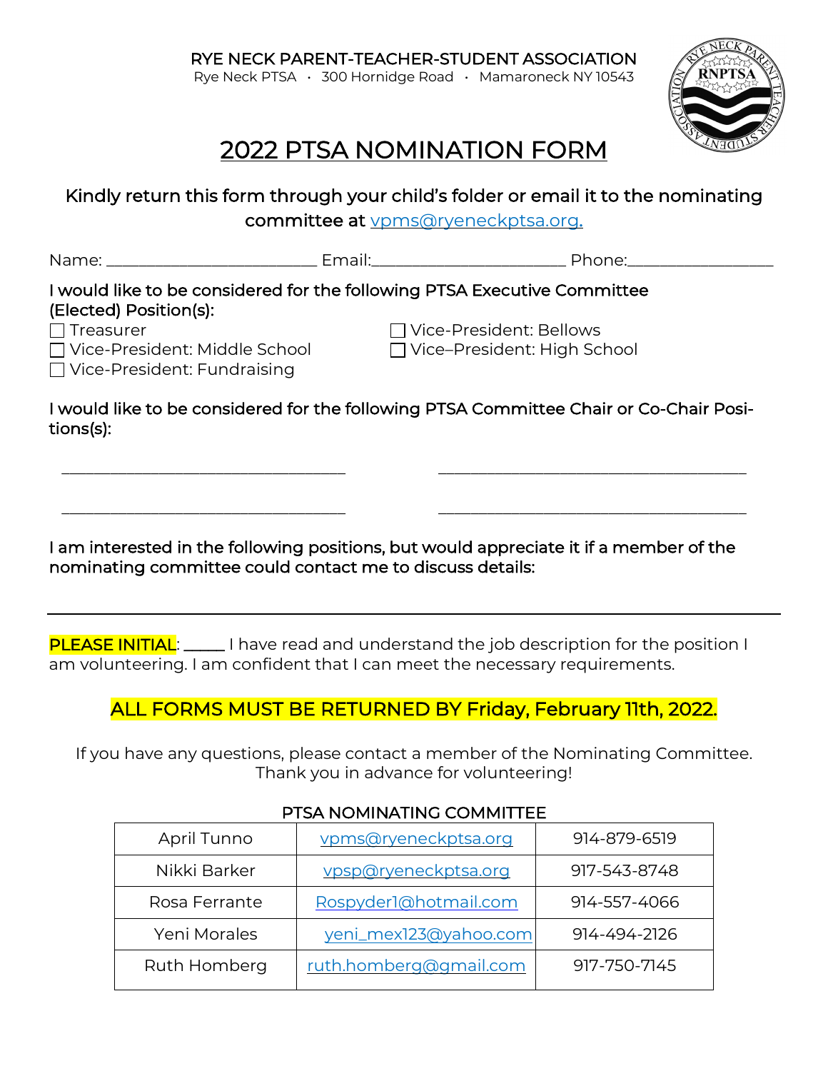RYE NECK PARENT-TEACHER-STUDENT ASSOCIATION

Rye Neck PTSA · 300 Hornidge Road · Mamaroneck NY 10543

# 2022 PTSA NOMINATION FORM

**Kindly return this form through your child's folder or email it to the nominating committee at vpms@ryeneckptsa.org.**

Name: _________________________ Email:_______________________ Phone:_________________

**I would like to be considered for the following PTSA Executive Committee (Elected) Position(s):**

- ☐ Treasurer
- ☐ Vice-President: Middle School
- ☐ Vice-President: Fundraising
- ☐ Vice-President: Bellows
- ☐ Vice–President: High School

**I would like to be considered for the following PTSA Committee Chair or Co-Chair Positions(s):**

__________________________________ __________________________________

__________________________________ __________________________________

**I am interested in the following positions, but would appreciate it if a member of the nominating committee could contact me to discuss details:**

---

**PLEASE INITIAL**: _____ I have read and understand the job description for the position I am volunteering. I am confident that I can meet the necessary requirements.

**ALL FORMS MUST BE RETURNED BY Friday, February 11th, 2022.**

If you have any questions, please contact a member of the Nominating Committee. Thank you in advance for volunteering!

PTSA NOMINATING COMMITTEE

| | | |
|---|---|---|
| April Tunno | vpms@ryeneckptsa.org | 914-879-6519 |
| Nikki Barker | vpsp@ryeneckptsa.org | 917-543-8748 |
| Rosa Ferrante | Rospyder1@hotmail.com | 914-557-4066 |
| Yeni Morales | yeni_mex123@yahoo.com | 914-494-2126 |
| Ruth Homberg | ruth.homberg@gmail.com | 917-750-7145 |